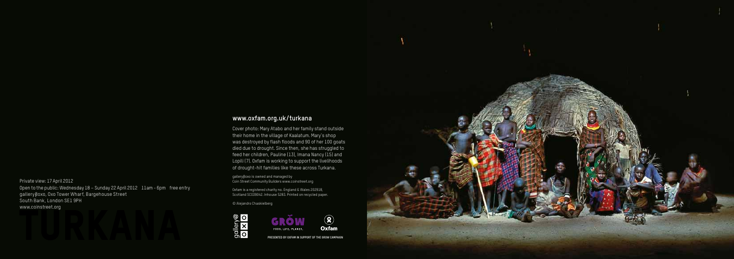Private view: 17 April 2012
Open to the public: Wednesday 18 – Sunday 22 April 2012 11am - 6pm free entry
gallery@oxo, Oxo Tower Wharf, Bargehouse Street
South Bank, London SE1 9PH
www.coinstreet.org

# TURKANA

## www.oxfam.org.uk/turkana

Cover photo: Mary Atabo and her family stand outside their home in the village of Kaalatum. Mary's shop was destroyed by flash floods and 90 of her 100 goats died due to drought. Since then, she has struggled to feed her children, Pauline (13), Imana Nancy (15) and Lopili (7). Oxfam is working to support the livelihoods of drought-hit families like these across Turkana.

gallery@oxo is owned and managed by Coin Street Community Builders www.coinstreet.org

Oxfam is a registered charity no. England & Wales 202918, Scotland SC039042. Inhouse 5283. Printed on recycled paper.

© Alejandro Chaskielberg

gallery@oxo

GROW FOOD. LIFE. PLANET.

Oxfam

PRESENTED BY OXFAM IN SUPPORT OF THE GROW CAMPAIGN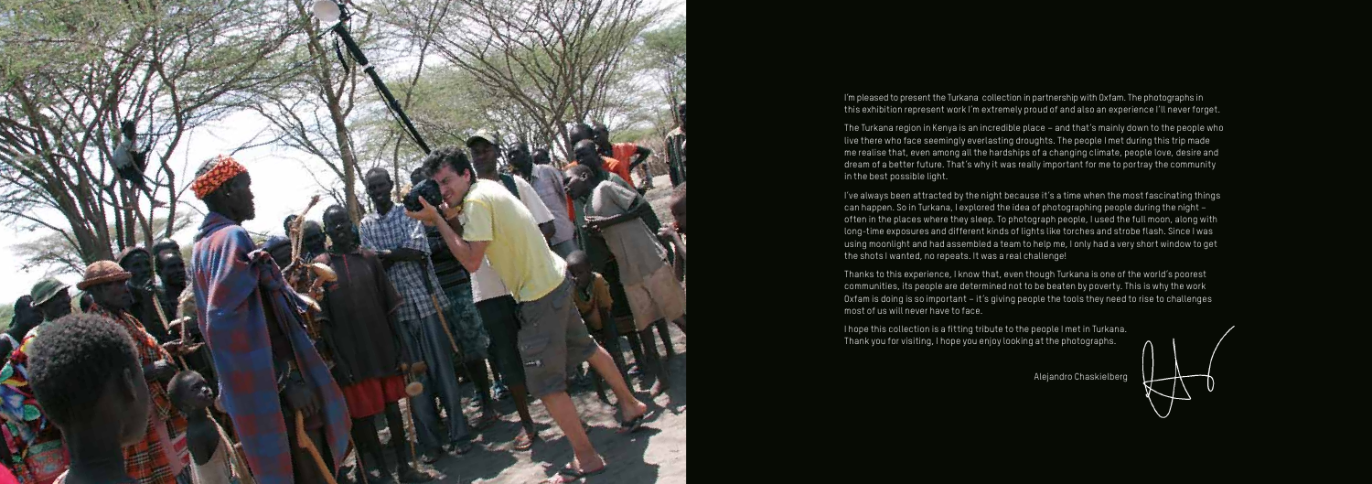I'm pleased to present the Turkana collection in partnership with Oxfam. The photographs in this exhibition represent work I'm extremely proud of and also an experience I'll never forget.

The Turkana region in Kenya is an incredible place – and that's mainly down to the people who live there who face seemingly everlasting droughts. The people I met during this trip made me realise that, even among all the hardships of a changing climate, people love, desire and dream of a better future. That's why it was really important for me to portray the community in the best possible light.

I've always been attracted by the night because it's a time when the most fascinating things can happen. So in Turkana, I explored the idea of photographing people during the night – often in the places where they sleep. To photograph people, I used the full moon, along with long-time exposures and different kinds of lights like torches and strobe flash. Since I was using moonlight and had assembled a team to help me, I only had a very short window to get the shots I wanted, no repeats. It was a real challenge!

Thanks to this experience, I know that, even though Turkana is one of the world's poorest communities, its people are determined not to be beaten by poverty. This is why the work Oxfam is doing is so important – it's giving people the tools they need to rise to challenges most of us will never have to face.

I hope this collection is a fitting tribute to the people I met in Turkana. Thank you for visiting, I hope you enjoy looking at the photographs.

Alejandro Chaskielberg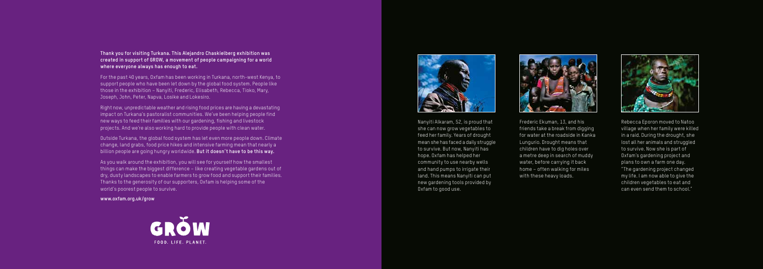**Thank you for visiting Turkana. This Alejandro Chaskielberg exhibition was created in support of GROW, a movement of people campaigning for a world where everyone always has enough to eat.**

For the past 40 years, Oxfam has been working in Turkana, north-west Kenya, to support people who have been let down by the global food system. People like those in the exhibition – Nanyiti, Frederic, Elisabeth, Rebecca, Tioko, Mary, Joseph, John, Peter, Napva, Losike and Lokesiro.

Right now, unpredictable weather and rising food prices are having a devastating impact on Turkana's pastoralist communities. We've been helping people find new ways to feed their families with our gardening, fishing and livestock projects. And we're also working hard to provide people with clean water.

Outside Turkana, the global food system has let even more people down. Climate change, land grabs, food price hikes and intensive farming mean that nearly a billion people are going hungry worldwide. **But it doesn't have to be this way.**

As you walk around the exhibition, you will see for yourself how the smallest things can make the biggest difference – like creating vegetable gardens out of dry, dusty landscapes to enable farmers to grow food and support their families. Thanks to the generosity of our supporters, Oxfam is helping some of the world's poorest people to survive.

**www.oxfam.org.uk/grow**

GROW
FOOD. LIFE. PLANET.

Nanyiti Alkaram, 52, is proud that she can now grow vegetables to feed her family. Years of drought mean she has faced a daily struggle to survive. But now, Nanyiti has hope. Oxfam has helped her community to use nearby wells and hand pumps to irrigate their land. This means Nanyiti can put new gardening tools provided by Oxfam to good use.

Frederic Ekuman, 13, and his friends take a break from digging for water at the roadside in Kanka Lungurio. Drought means that children have to dig holes over a metre deep in search of muddy water, before carrying it back home – often walking for miles with these heavy loads.

Rebecca Eporon moved to Natoo village when her family were killed in a raid. During the drought, she lost all her animals and struggled to survive. Now she is part of Oxfam's gardening project and plans to own a farm one day. "The gardening project changed my life. I am now able to give the children vegetables to eat and can even send them to school."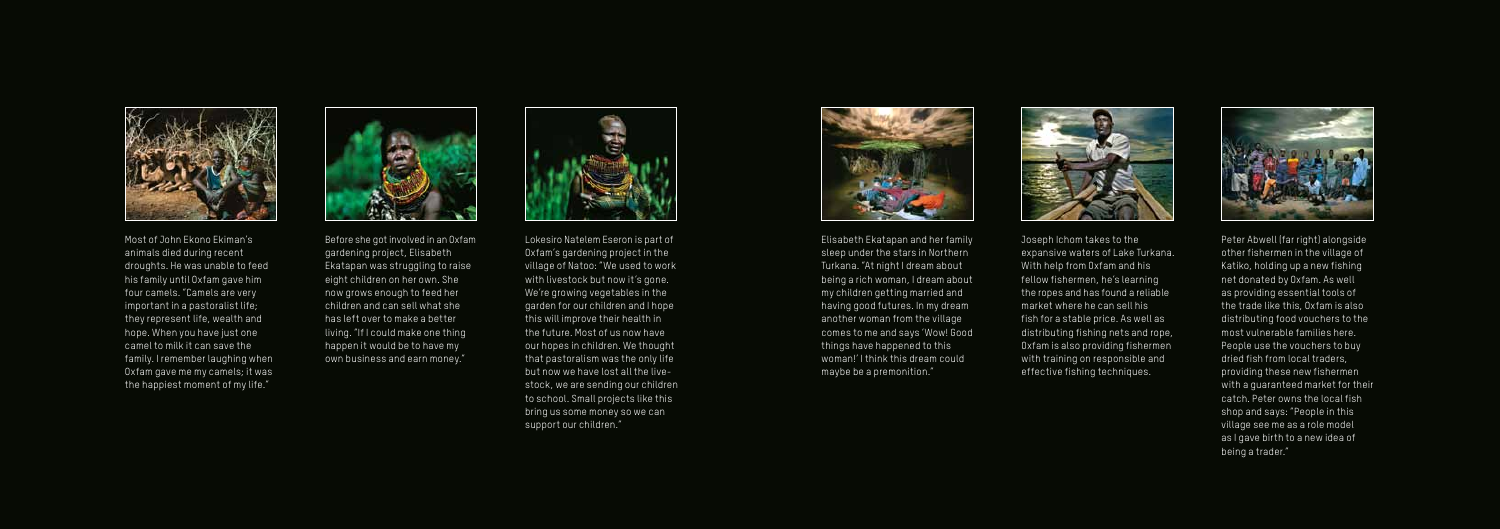Most of John Ekono Ekiman's animals died during recent droughts. He was unable to feed his family until Oxfam gave him four camels. "Camels are very important in a pastoralist life; they represent life, wealth and hope. When you have just one camel to milk it can save the family. I remember laughing when Oxfam gave me my camels; it was the happiest moment of my life."

Before she got involved in an Oxfam gardening project, Elisabeth Ekatapan was struggling to raise eight children on her own. She now grows enough to feed her children and can sell what she has left over to make a better living. "If I could make one thing happen it would be to have my own business and earn money."

Lokesiro Natelem Eseron is part of Oxfam's gardening project in the village of Natoo: "We used to work with livestock but now it's gone. We're growing vegetables in the garden for our children and I hope this will improve their health in the future. Most of us now have our hopes in children. We thought that pastoralism was the only life but now we have lost all the livestock, we are sending our children to school. Small projects like this bring us some money so we can support our children."

Elisabeth Ekatapan and her family sleep under the stars in Northern Turkana. "At night I dream about being a rich woman, I dream about my children getting married and having good futures. In my dream another woman from the village comes to me and says 'Wow! Good things have happened to this woman!' I think this dream could maybe be a premonition."

Joseph Ichom takes to the expansive waters of Lake Turkana. With help from Oxfam and his fellow fishermen, he's learning the ropes and has found a reliable market where he can sell his fish for a stable price. As well as distributing fishing nets and rope, Oxfam is also providing fishermen with training on responsible and effective fishing techniques.

Peter Abwell (far right) alongside other fishermen in the village of Katiko, holding up a new fishing net donated by Oxfam. As well as providing essential tools of the trade like this, Oxfam is also distributing food vouchers to the most vulnerable families here. People use the vouchers to buy dried fish from local traders, providing these new fishermen with a guaranteed market for their catch. Peter owns the local fish shop and says: "People in this village see me as a role model as I gave birth to a new idea of being a trader."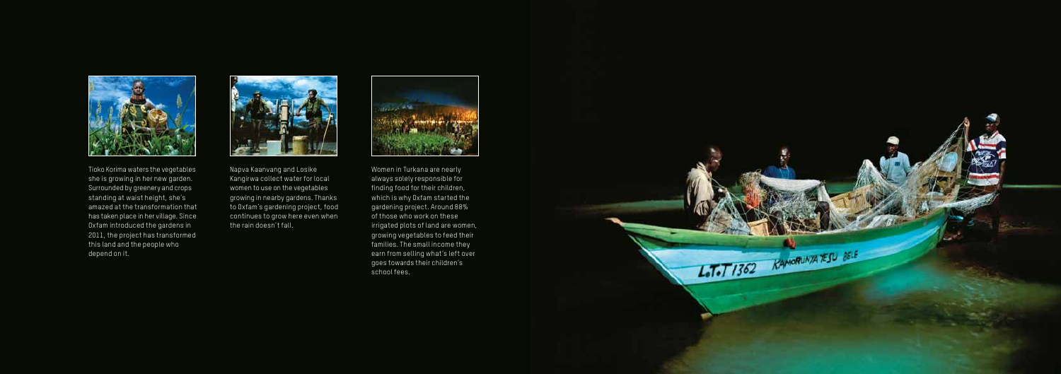Tioko Korima waters the vegetables she is growing in her new garden. Surrounded by greenery and crops standing at waist height, she's amazed at the transformation that has taken place in her village. Since Oxfam introduced the gardens in 2011, the project has transformed this land and the people who depend on it.

Napva Kaanvang and Losike Kangirwa collect water for local women to use on the vegetables growing in nearby gardens. Thanks to Oxfam's gardening project, food continues to grow here even when the rain doesn't fall.

Women in Turkana are nearly always solely responsible for finding food for their children, which is why Oxfam started the gardening project. Around 88% of those who work on these irrigated plots of land are women, growing vegetables to feed their families. The small income they earn from selling what's left over goes towards their children's school fees.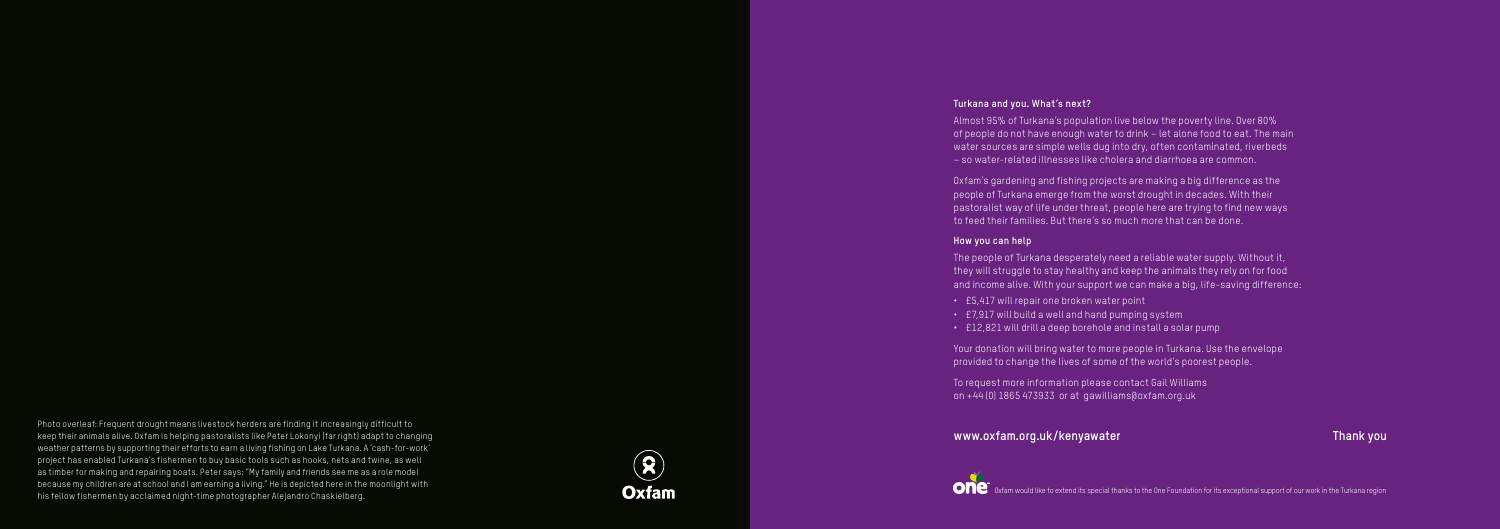Photo overleaf: Frequent drought means livestock herders are finding it increasingly difficult to keep their animals alive. Oxfam is helping pastoralists like Peter Lokonyi (far right) adapt to changing weather patterns by supporting their efforts to earn a living fishing on Lake Turkana. A 'cash-for-work' project has enabled Turkana's fishermen to buy basic tools such as hooks, nets and twine, as well as timber for making and repairing boats. Peter says: "My family and friends see me as a role model because my children are at school and I am earning a living." He is depicted here in the moonlight with his fellow fishermen by acclaimed night-time photographer Alejandro Chaskielberg.

Oxfam

## Turkana and you. What's next?

Almost 95% of Turkana's population live below the poverty line. Over 80% of people do not have enough water to drink – let alone food to eat. The main water sources are simple wells dug into dry, often contaminated, riverbeds – so water-related illnesses like cholera and diarrhoea are common.

Oxfam's gardening and fishing projects are making a big difference as the people of Turkana emerge from the worst drought in decades. With their pastoralist way of life under threat, people here are trying to find new ways to feed their families. But there's so much more that can be done.

## How you can help

The people of Turkana desperately need a reliable water supply. Without it, they will struggle to stay healthy and keep the animals they rely on for food and income alive. With your support we can make a big, life-saving difference:

- £5,417 will repair one broken water point
- £7,917 will build a well and hand pumping system
- £12,821 will drill a deep borehole and install a solar pump

Your donation will bring water to more people in Turkana. Use the envelope provided to change the lives of some of the world's poorest people.

To request more information please contact Gail Williams on +44 (0) 1865 473933 or at gawilliams@oxfam.org.uk

**www.oxfam.org.uk/kenyawater**

**Thank you**

Oxfam would like to extend its special thanks to the One Foundation for its exceptional support of our work in the Turkana region